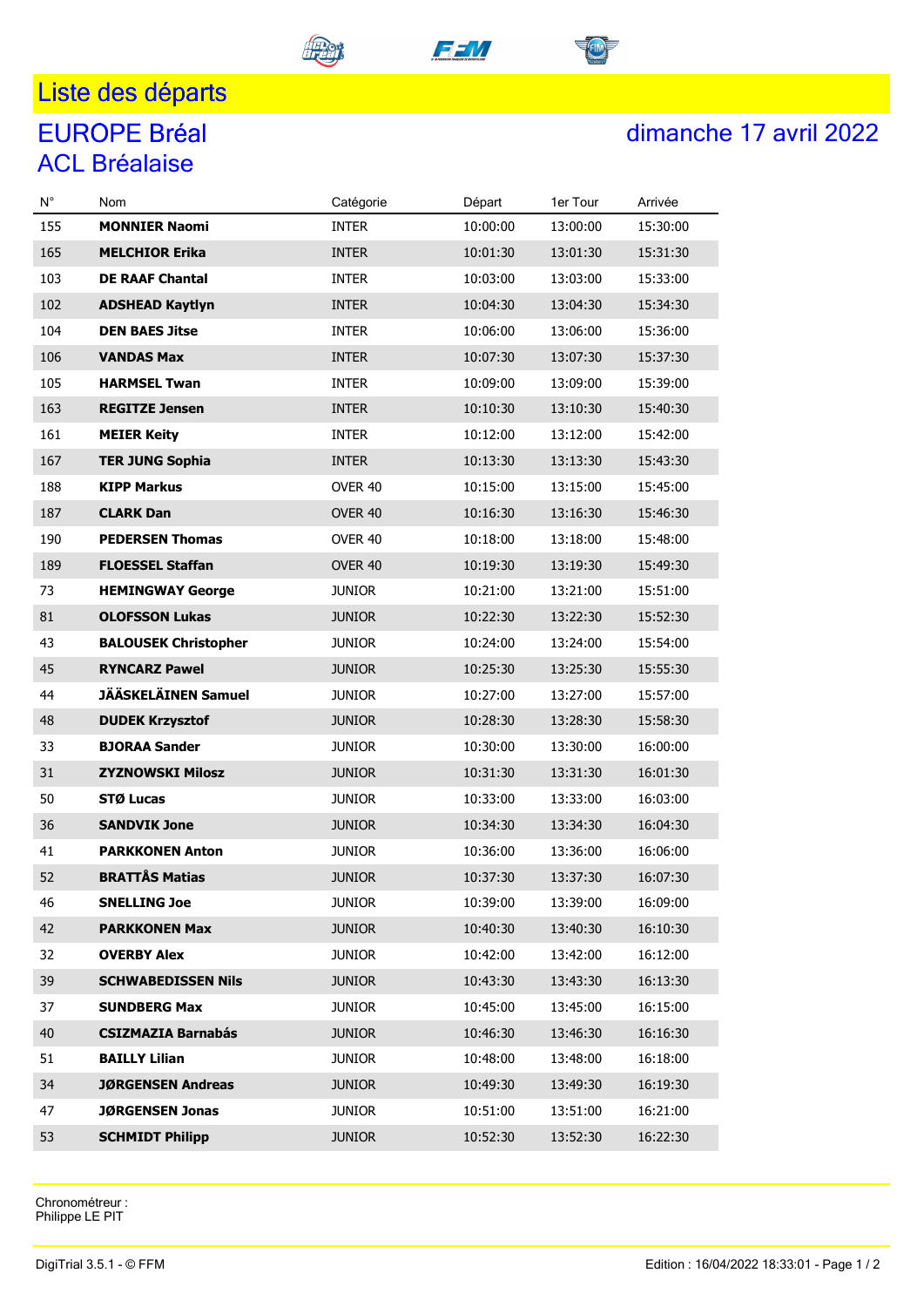# Liste des départs

## EURIOPE Bréal

dimanche 17 avril 2022

## ACL Bréalaise

| N° | Nom | Catégorie | Départ | 1er Tour | Arrivée |
|---|---|---|---|---|---|
| 155 | **MONNIER Naomi** | INTER | 10:00:00 | 13:00:00 | 15:30:00 |
| 165 | **MELCHIOR Erika** | INTER | 10:01:30 | 13:01:30 | 15:31:30 |
| 103 | **DE RAAF Chantal** | INTER | 10:03:00 | 13:03:00 | 15:33:00 |
| 102 | **ADSHEAD Kaytlyn** | INTER | 10:04:30 | 13:04:30 | 15:34:30 |
| 104 | **DEN BAES Jitse** | INTER | 10:06:00 | 13:06:00 | 15:36:00 |
| 106 | **VANDAS Max** | INTER | 10:07:30 | 13:07:30 | 15:37:30 |
| 105 | **HARMSEL Twan** | INTER | 10:09:00 | 13:09:00 | 15:39:00 |
| 163 | **REGITZE Jensen** | INTER | 10:10:30 | 13:10:30 | 15:40:30 |
| 161 | **MEIER Keity** | INTER | 10:12:00 | 13:12:00 | 15:42:00 |
| 167 | **TER JUNG Sophia** | INTER | 10:13:30 | 13:13:30 | 15:43:30 |
| 188 | **KIPP Markus** | OVER 40 | 10:15:00 | 13:15:00 | 15:45:00 |
| 187 | **CLARK Dan** | OVER 40 | 10:16:30 | 13:16:30 | 15:46:30 |
| 190 | **PEDERSEN Thomas** | OVER 40 | 10:18:00 | 13:18:00 | 15:48:00 |
| 189 | **FLOESSEL Staffan** | OVER 40 | 10:19:30 | 13:19:30 | 15:49:30 |
| 73 | **HEMINGWAY George** | JUNIOR | 10:21:00 | 13:21:00 | 15:51:00 |
| 81 | **OLOFSSON Lukas** | JUNIOR | 10:22:30 | 13:22:30 | 15:52:30 |
| 43 | **BALOUSEK Christopher** | JUNIOR | 10:24:00 | 13:24:00 | 15:54:00 |
| 45 | **RYNCARZ Pawel** | JUNIOR | 10:25:30 | 13:25:30 | 15:55:30 |
| 44 | **JÄÄSKELÄINEN Samuel** | JUNIOR | 10:27:00 | 13:27:00 | 15:57:00 |
| 48 | **DUDEK Krzysztof** | JUNIOR | 10:28:30 | 13:28:30 | 15:58:30 |
| 33 | **BJORAA Sander** | JUNIOR | 10:30:00 | 13:30:00 | 16:00:00 |
| 31 | **ZYZNOWSKI Milosz** | JUNIOR | 10:31:30 | 13:31:30 | 16:01:30 |
| 50 | **STØ Lucas** | JUNIOR | 10:33:00 | 13:33:00 | 16:03:00 |
| 36 | **SANDVIK Jone** | JUNIOR | 10:34:30 | 13:34:30 | 16:04:30 |
| 41 | **PARKKONEN Anton** | JUNIOR | 10:36:00 | 13:36:00 | 16:06:00 |
| 52 | **BRATTÅS Matias** | JUNIOR | 10:37:30 | 13:37:30 | 16:07:30 |
| 46 | **SNELLING Joe** | JUNIOR | 10:39:00 | 13:39:00 | 16:09:00 |
| 42 | **PARKKONEN Max** | JUNIOR | 10:40:30 | 13:40:30 | 16:10:30 |
| 32 | **OVERBY Alex** | JUNIOR | 10:42:00 | 13:42:00 | 16:12:00 |
| 39 | **SCHWABEDISSEN Nils** | JUNIOR | 10:43:30 | 13:43:30 | 16:13:30 |
| 37 | **SUNDBERG Max** | JUNIOR | 10:45:00 | 13:45:00 | 16:15:00 |
| 40 | **CSIZMAZIA Barnabás** | JUNIOR | 10:46:30 | 13:46:30 | 16:16:30 |
| 51 | **BAILLY Lilian** | JUNIOR | 10:48:00 | 13:48:00 | 16:18:00 |
| 34 | **JØRGENSEN Andreas** | JUNIOR | 10:49:30 | 13:49:30 | 16:19:30 |
| 47 | **JØRGENSEN Jonas** | JUNIOR | 10:51:00 | 13:51:00 | 16:21:00 |
| 53 | **SCHMIDT Philipp** | JUNIOR | 10:52:30 | 13:52:30 | 16:22:30 |

Chronométreur :
Philippe LE PIT

DigiTrial 3.5.1 - © FFM

Edition : 16/04/2022 18:33:01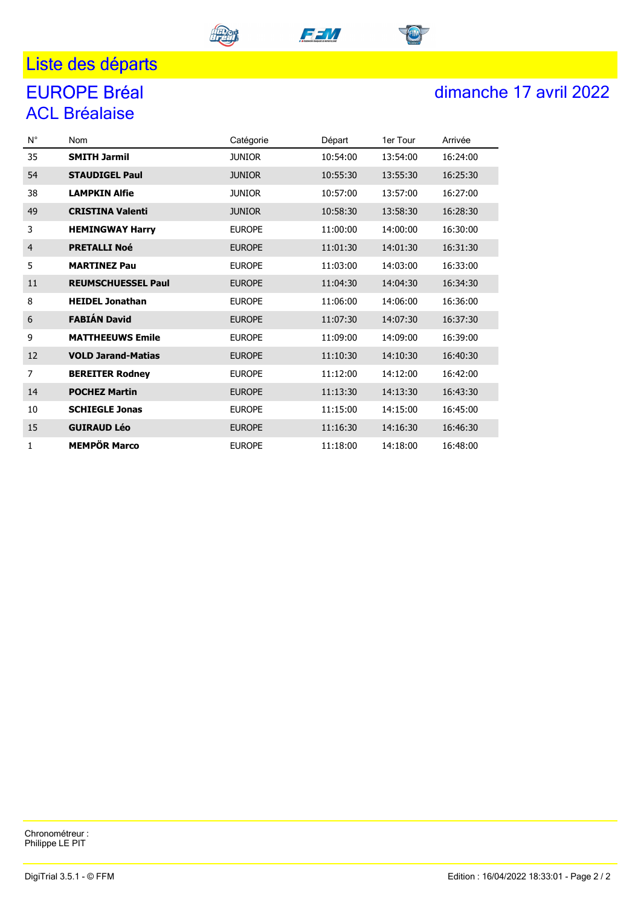# Liste des départs

## EUROPE Bréal
## ACL Bréalaise

dimanche 17 avril 2022

| N° | Nom | Catégorie | Départ | 1er Tour | Arrivée |
|---|---|---|---|---|---|
| 35 | **SMITH Jarmil** | JUNIOR | 10:54:00 | 13:54:00 | 16:24:00 |
| 54 | **STAUDIGEL Paul** | JUNIOR | 10:55:30 | 13:55:30 | 16:25:30 |
| 38 | **LAMPKIN Alfie** | JUNIOR | 10:57:00 | 13:57:00 | 16:27:00 |
| 49 | **CRISTINA Valenti** | JUNIOR | 10:58:30 | 13:58:30 | 16:28:30 |
| 3 | **HEMINGWAY Harry** | EUROPE | 11:00:00 | 14:00:00 | 16:30:00 |
| 4 | **PRETALLI Noé** | EUROPE | 11:01:30 | 14:01:30 | 16:31:30 |
| 5 | **MARTINEZ Pau** | EUROPE | 11:03:00 | 14:03:00 | 16:33:00 |
| 11 | **REUMSCHUESSEL Paul** | EUROPE | 11:04:30 | 14:04:30 | 16:34:30 |
| 8 | **HEIDEL Jonathan** | EUROPE | 11:06:00 | 14:06:00 | 16:36:00 |
| 6 | **FABIÁN David** | EUROPE | 11:07:30 | 14:07:30 | 16:37:30 |
| 9 | **MATTHEEUWS Emile** | EUROPE | 11:09:00 | 14:09:00 | 16:39:00 |
| 12 | **VOLD Jarand-Matias** | EUROPE | 11:10:30 | 14:10:30 | 16:40:30 |
| 7 | **BEREITER Rodney** | EUROPE | 11:12:00 | 14:12:00 | 16:42:00 |
| 14 | **POCHEZ Martin** | EUROPE | 11:13:30 | 14:13:30 | 16:43:30 |
| 10 | **SCHIEGLE Jonas** | EUROPE | 11:15:00 | 14:15:00 | 16:45:00 |
| 15 | **GUIRAUD Léo** | EUROPE | 11:16:30 | 14:16:30 | 16:46:30 |
| 1 | **MEMPÖR Marco** | EUROPE | 11:18:00 | 14:18:00 | 16:48:00 |

Chronométreur :
Philippe LE PIT

DigiTrial 3.5.1 - © FFM

Edition : 16/04/2022 18:33:01